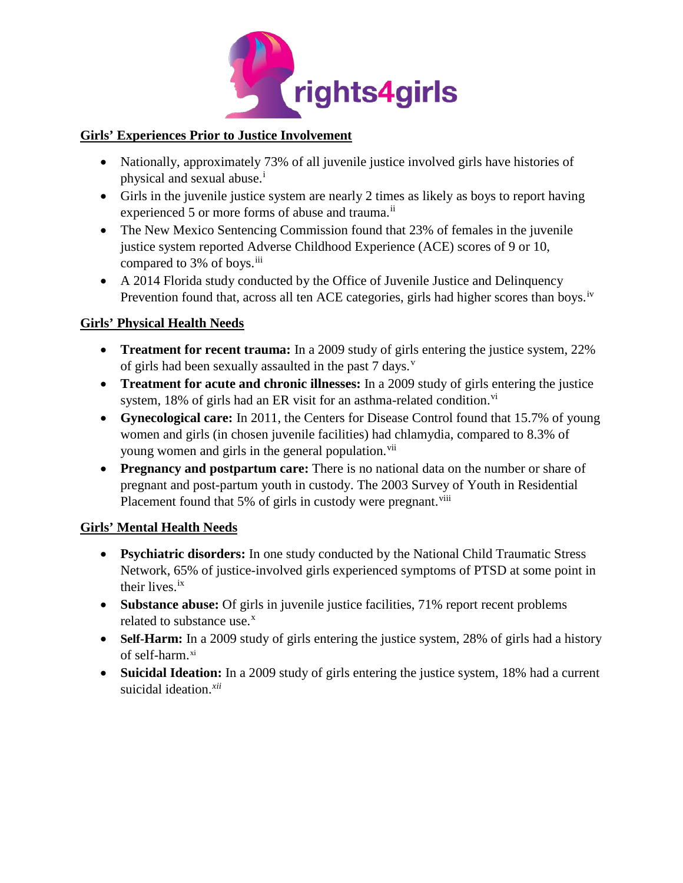rights4girls

## Girls' Experiences Prior to Justice Involvement

- Nationally, approximately 73% of all juvenile justice involved girls have histories of physical and sexual abuse.[i]
- Girls in the juvenile justice system are nearly 2 times as likely as boys to report having experienced 5 or more forms of abuse and trauma.[ii]
- The New Mexico Sentencing Commission found that 23% of females in the juvenile justice system reported Adverse Childhood Experience (ACE) scores of 9 or 10, compared to 3% of boys.[iii]
- A 2014 Florida study conducted by the Office of Juvenile Justice and Delinquency Prevention found that, across all ten ACE categories, girls had higher scores than boys.[iv]

## Girls' Physical Health Needs

- **Treatment for recent trauma:** In a 2009 study of girls entering the justice system, 22% of girls had been sexually assaulted in the past 7 days.[v]
- **Treatment for acute and chronic illnesses:** In a 2009 study of girls entering the justice system, 18% of girls had an ER visit for an asthma-related condition.[vi]
- **Gynecological care:** In 2011, the Centers for Disease Control found that 15.7% of young women and girls (in chosen juvenile facilities) had chlamydia, compared to 8.3% of young women and girls in the general population.[vii]
- **Pregnancy and postpartum care:** There is no national data on the number or share of pregnant and post-partum youth in custody. The 2003 Survey of Youth in Residential Placement found that 5% of girls in custody were pregnant.[viii]

## Girls' Mental Health Needs

- **Psychiatric disorders:** In one study conducted by the National Child Traumatic Stress Network, 65% of justice-involved girls experienced symptoms of PTSD at some point in their lives.[ix]
- **Substance abuse:** Of girls in juvenile justice facilities, 71% report recent problems related to substance use.[x]
- **Self-Harm:** In a 2009 study of girls entering the justice system, 28% of girls had a history of self-harm.[xi]
- **Suicidal Ideation:** In a 2009 study of girls entering the justice system, 18% had a current suicidal ideation.[xii]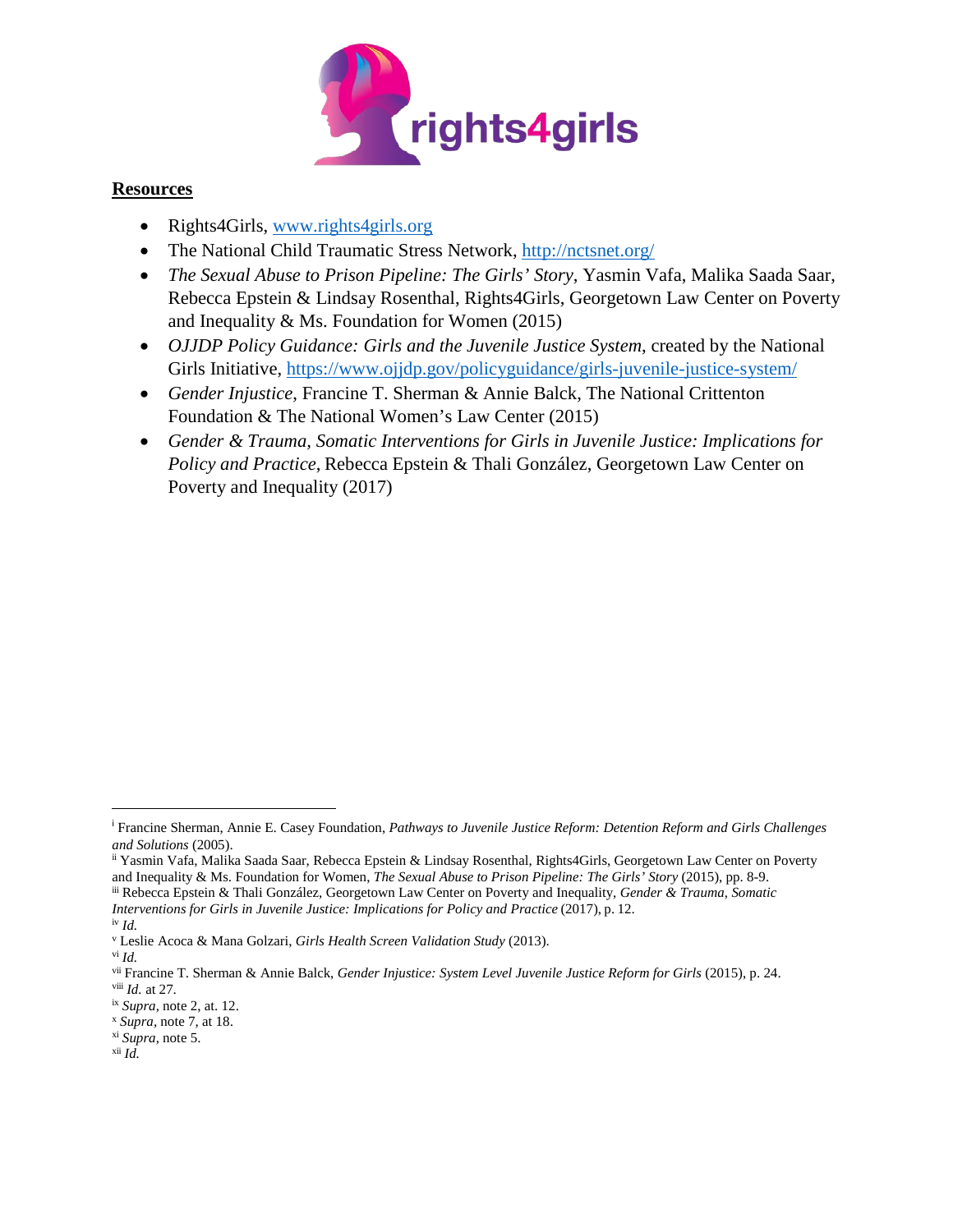rights4girls

## **Resources**

- Rights4Girls, [www.rights4girls.org](www.rights4girls.org)
- The National Child Traumatic Stress Network, [http://nctsnet.org/](http://nctsnet.org/)
- *The Sexual Abuse to Prison Pipeline: The Girls' Story*, Yasmin Vafa, Malika Saada Saar, Rebecca Epstein & Lindsay Rosenthal, Rights4Girls, Georgetown Law Center on Poverty and Inequality & Ms. Foundation for Women (2015)
- *OJJDP Policy Guidance: Girls and the Juvenile Justice System*, created by the National Girls Initiative, [https://www.ojjdp.gov/policyguidance/girls-juvenile-justice-system/](https://www.ojjdp.gov/policyguidance/girls-juvenile-justice-system/)
- *Gender Injustice*, Francine T. Sherman & Annie Balck, The National Crittenton Foundation & The National Women's Law Center (2015)
- *Gender & Trauma, Somatic Interventions for Girls in Juvenile Justice: Implications for Policy and Practice*, Rebecca Epstein & Thali González, Georgetown Law Center on Poverty and Inequality (2017)

---

[i] Francine Sherman, Annie E. Casey Foundation, *Pathways to Juvenile Justice Reform: Detention Reform and Girls Challenges and Solutions* (2005).

[ii] Yasmin Vafa, Malika Saada Saar, Rebecca Epstein & Lindsay Rosenthal, Rights4Girls, Georgetown Law Center on Poverty and Inequality & Ms. Foundation for Women, *The Sexual Abuse to Prison Pipeline: The Girls' Story* (2015), pp. 8-9.

[iii] Rebecca Epstein & Thali González, Georgetown Law Center on Poverty and Inequality, *Gender & Trauma, Somatic Interventions for Girls in Juvenile Justice: Implications for Policy and Practice* (2017), p. 12.

[iv] *Id.*

[v] Leslie Acoca & Mana Golzari, *Girls Health Screen Validation Study* (2013).

[vi] *Id.*

[vii] Francine T. Sherman & Annie Balck, *Gender Injustice: System Level Juvenile Justice Reform for Girls* (2015), p. 24.

[viii] *Id.* at 27.

[ix] *Supra*, note 2, at. 12.

[x] *Supra*, note 7, at 18.

[xi] *Supra*, note 5.

[xii] *Id.*